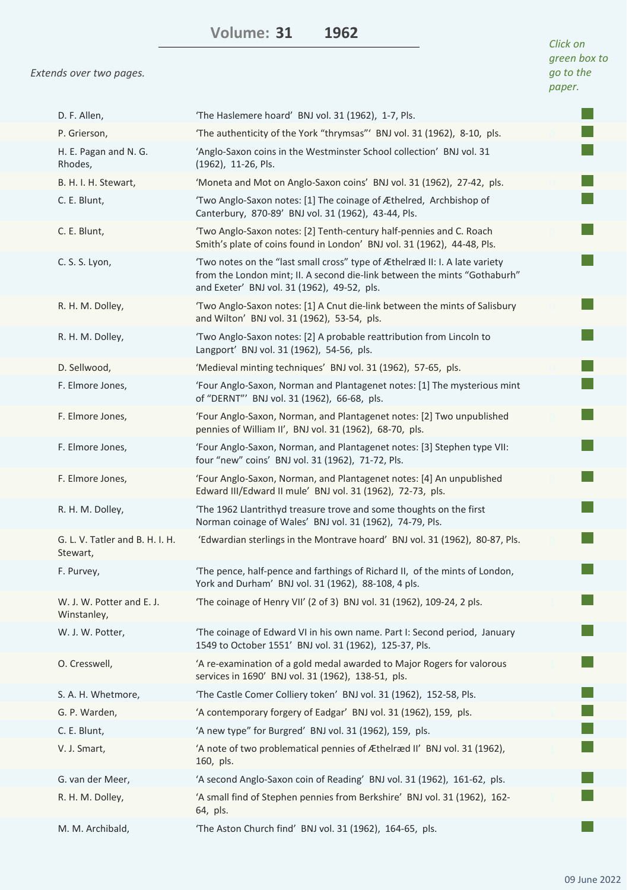# Volume: 31 1962

*Extends over two pages.*

*Click on green box to go to the paper.*

| Author | Title |
|---|---|
| D. F. Allen, | 'The Haslemere hoard' BNJ vol. 31 (1962), 1-7, Pls. |
| P. Grierson, | 'The authenticity of the York "thrymsas"' BNJ vol. 31 (1962), 8-10, pls. |
| H. E. Pagan and N. G. Rhodes, | 'Anglo-Saxon coins in the Westminster School collection' BNJ vol. 31 (1962), 11-26, Pls. |
| B. H. I. H. Stewart, | 'Moneta and Mot on Anglo-Saxon coins' BNJ vol. 31 (1962), 27-42, pls. |
| C. E. Blunt, | 'Two Anglo-Saxon notes: [1] The coinage of Æthelred, Archbishop of Canterbury, 870-89' BNJ vol. 31 (1962), 43-44, Pls. |
| C. E. Blunt, | 'Two Anglo-Saxon notes: [2] Tenth-century half-pennies and C. Roach Smith's plate of coins found in London' BNJ vol. 31 (1962), 44-48, Pls. |
| C. S. S. Lyon, | 'Two notes on the "last small cross" type of Æthelræd II: I. A late variety from the London mint; II. A second die-link between the mints "Gothaburh" and Exeter' BNJ vol. 31 (1962), 49-52, pls. |
| R. H. M. Dolley, | 'Two Anglo-Saxon notes: [1] A Cnut die-link between the mints of Salisbury and Wilton' BNJ vol. 31 (1962), 53-54, pls. |
| R. H. M. Dolley, | 'Two Anglo-Saxon notes: [2] A probable reattribution from Lincoln to Langport' BNJ vol. 31 (1962), 54-56, pls. |
| D. Sellwood, | 'Medieval minting techniques' BNJ vol. 31 (1962), 57-65, pls. |
| F. Elmore Jones, | 'Four Anglo-Saxon, Norman and Plantagenet notes: [1] The mysterious mint of "DERNT"' BNJ vol. 31 (1962), 66-68, pls. |
| F. Elmore Jones, | 'Four Anglo-Saxon, Norman, and Plantagenet notes: [2] Two unpublished pennies of William II', BNJ vol. 31 (1962), 68-70, pls. |
| F. Elmore Jones, | 'Four Anglo-Saxon, Norman, and Plantagenet notes: [3] Stephen type VII: four "new" coins' BNJ vol. 31 (1962), 71-72, Pls. |
| F. Elmore Jones, | 'Four Anglo-Saxon, Norman, and Plantagenet notes: [4] An unpublished Edward III/Edward II mule' BNJ vol. 31 (1962), 72-73, pls. |
| R. H. M. Dolley, | 'The 1962 Llantrithyd treasure trove and some thoughts on the first Norman coinage of Wales' BNJ vol. 31 (1962), 74-79, Pls. |
| G. L. V. Tatler and B. H. I. H. Stewart, | 'Edwardian sterlings in the Montrave hoard' BNJ vol. 31 (1962), 80-87, Pls. |
| F. Purvey, | 'The pence, half-pence and farthings of Richard II, of the mints of London, York and Durham' BNJ vol. 31 (1962), 88-108, 4 pls. |
| W. J. W. Potter and E. J. Winstanley, | 'The coinage of Henry VII' (2 of 3) BNJ vol. 31 (1962), 109-24, 2 pls. |
| W. J. W. Potter, | 'The coinage of Edward VI in his own name. Part I: Second period, January 1549 to October 1551' BNJ vol. 31 (1962), 125-37, Pls. |
| O. Cresswell, | 'A re-examination of a gold medal awarded to Major Rogers for valorous services in 1690' BNJ vol. 31 (1962), 138-51, pls. |
| S. A. H. Whetmore, | 'The Castle Comer Colliery token' BNJ vol. 31 (1962), 152-58, Pls. |
| G. P. Warden, | 'A contemporary forgery of Eadgar' BNJ vol. 31 (1962), 159, pls. |
| C. E. Blunt, | 'A new type" for Burgred' BNJ vol. 31 (1962), 159, pls. |
| V. J. Smart, | 'A note of two problematical pennies of Æthelræd II' BNJ vol. 31 (1962), 160, pls. |
| G. van der Meer, | 'A second Anglo-Saxon coin of Reading' BNJ vol. 31 (1962), 161-62, pls. |
| R. H. M. Dolley, | 'A small find of Stephen pennies from Berkshire' BNJ vol. 31 (1962), 162-64, pls. |
| M. M. Archibald, | 'The Aston Church find' BNJ vol. 31 (1962), 164-65, pls. |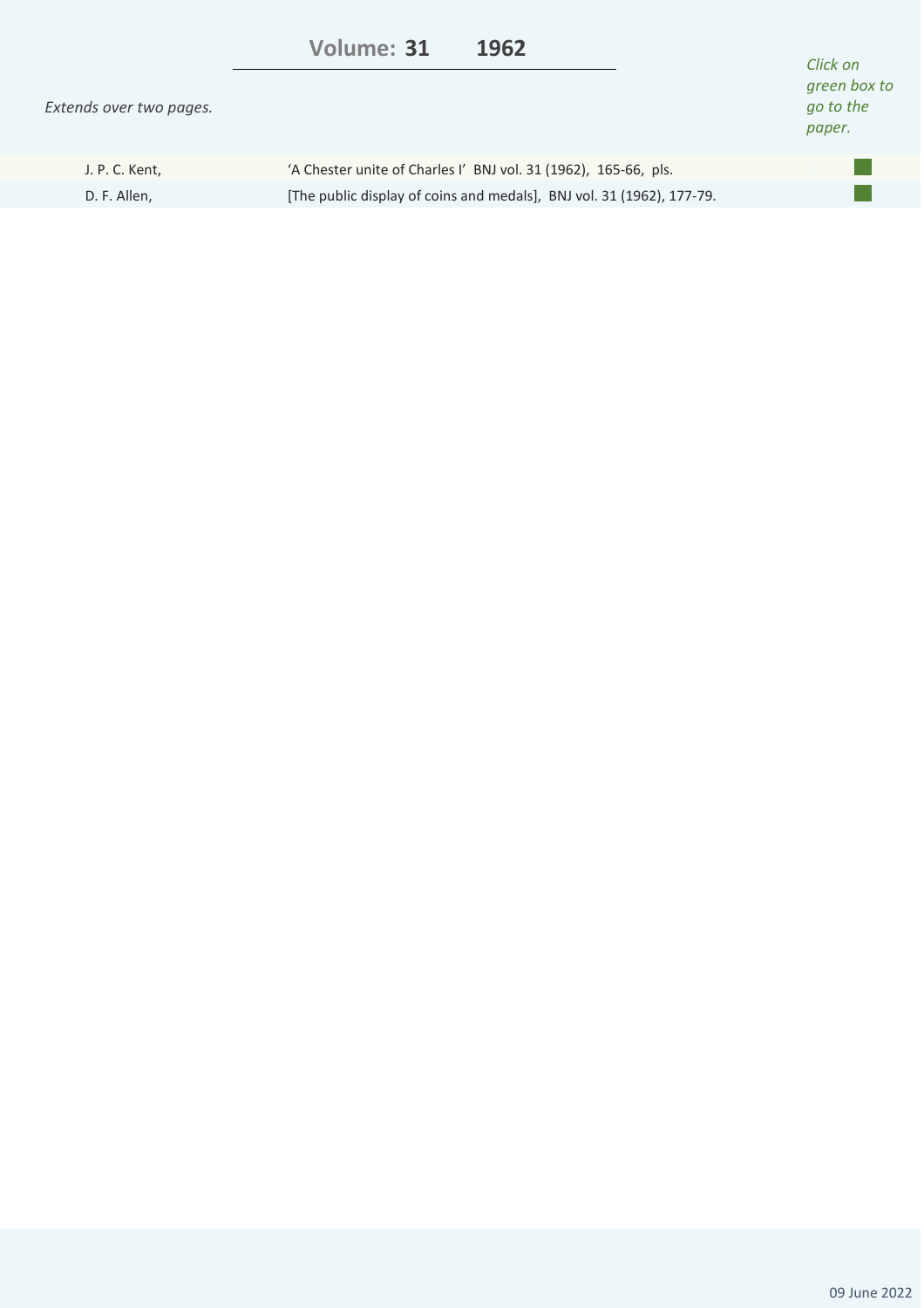## Volume: 31 1962

*Extends over two pages.*

*Click on green box to go to the paper.*

| | | |
|---|---|---|
| J. P. C. Kent, | 'A Chester unite of Charles I' BNJ vol. 31 (1962), 165-66, pls. | |
| D. F. Allen, | [The public display of coins and medals], BNJ vol. 31 (1962), 177-79. | |

09 June 2022